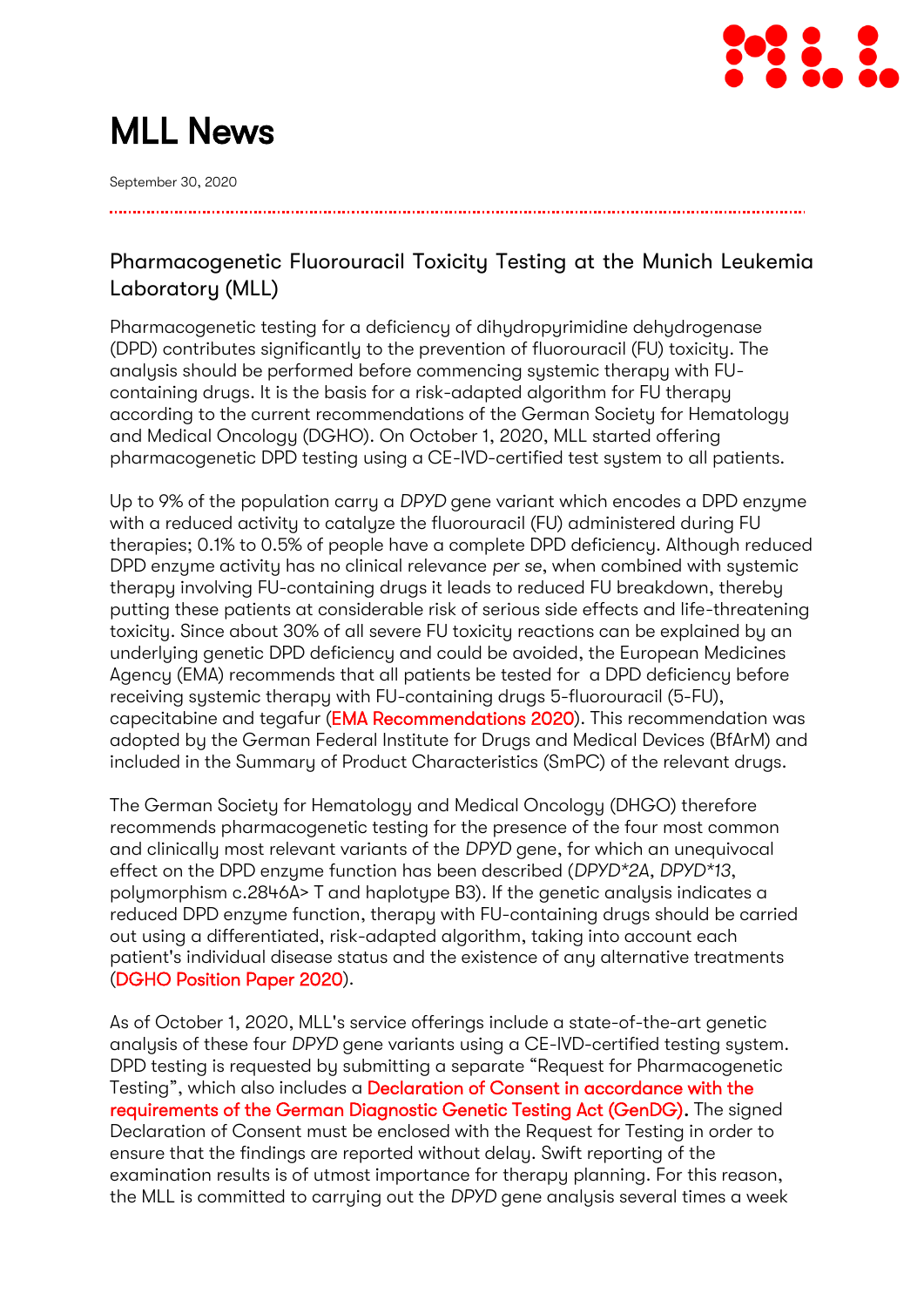# MLL News

September 30, 2020

## Pharmacogenetic Fluorouracil Toxicity Testing at the Munich Leukemia Laboratory (MLL)

Pharmacogenetic testing for a deficiency of dihydropyrimidine dehydrogenase (DPD) contributes significantly to the prevention of fluorouracil (FU) toxicity. The analysis should be performed before commencing systemic therapy with FU-containing drugs. It is the basis for a risk-adapted algorithm for FU therapy according to the current recommendations of the German Society for Hematology and Medical Oncology (DGHO). On October 1, 2020, MLL started offering pharmacogenetic DPD testing using a CE-IVD-certified test system to all patients.

Up to 9% of the population carry a *DPYD* gene variant which encodes a DPD enzyme with a reduced activity to catalyze the fluorouracil (FU) administered during FU therapies; 0.1% to 0.5% of people have a complete DPD deficiency. Although reduced DPD enzyme activity has no clinical relevance *per se*, when combined with systemic therapy involving FU-containing drugs it leads to reduced FU breakdown, thereby putting these patients at considerable risk of serious side effects and life-threatening toxicity. Since about 30% of all severe FU toxicity reactions can be explained by an underlying genetic DPD deficiency and could be avoided, the European Medicines Agency (EMA) recommends that all patients be tested for a DPD deficiency before receiving systemic therapy with FU-containing drugs 5-fluorouracil (5-FU), capecitabine and tegafur (EMA Recommendations 2020). This recommendation was adopted by the German Federal Institute for Drugs and Medical Devices (BfArM) and included in the Summary of Product Characteristics (SmPC) of the relevant drugs.

The German Society for Hematology and Medical Oncology (DHGO) therefore recommends pharmacogenetic testing for the presence of the four most common and clinically most relevant variants of the *DPYD* gene, for which an unequivocal effect on the DPD enzyme function has been described (*DPYD\*2A*, *DPYD\*13*, polymorphism c.2846A> T and haplotype B3). If the genetic analysis indicates a reduced DPD enzyme function, therapy with FU-containing drugs should be carried out using a differentiated, risk-adapted algorithm, taking into account each patient's individual disease status and the existence of any alternative treatments (DGHO Position Paper 2020).

As of October 1, 2020, MLL's service offerings include a state-of-the-art genetic analysis of these four *DPYD* gene variants using a CE-IVD-certified testing system. DPD testing is requested by submitting a separate "Request for Pharmacogenetic Testing", which also includes a Declaration of Consent in accordance with the requirements of the German Diagnostic Genetic Testing Act (GenDG). The signed Declaration of Consent must be enclosed with the Request for Testing in order to ensure that the findings are reported without delay. Swift reporting of the examination results is of utmost importance for therapy planning. For this reason, the MLL is committed to carrying out the *DPYD* gene analysis several times a week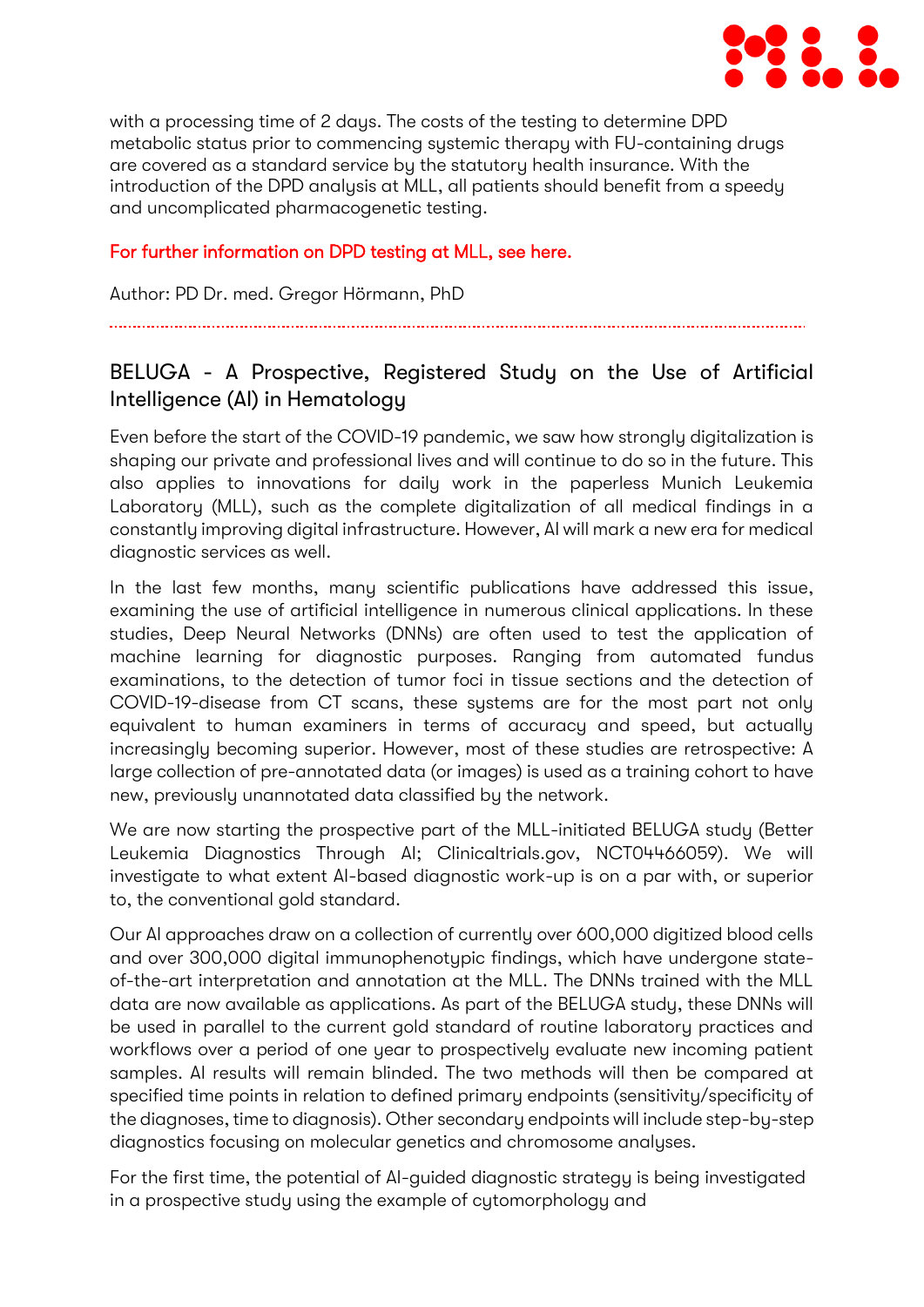with a processing time of 2 days. The costs of the testing to determine DPD metabolic status prior to commencing systemic therapy with FU-containing drugs are covered as a standard service by the statutory health insurance. With the introduction of the DPD analysis at MLL, all patients should benefit from a speedy and uncomplicated pharmacogenetic testing.

For further information on DPD testing at MLL, see here.

Author: PD Dr. med. Gregor Hörmann, PhD

---

## BELUGA - A Prospective, Registered Study on the Use of Artificial Intelligence (AI) in Hematology

Even before the start of the COVID-19 pandemic, we saw how strongly digitalization is shaping our private and professional lives and will continue to do so in the future. This also applies to innovations for daily work in the paperless Munich Leukemia Laboratory (MLL), such as the complete digitalization of all medical findings in a constantly improving digital infrastructure. However, AI will mark a new era for medical diagnostic services as well.

In the last few months, many scientific publications have addressed this issue, examining the use of artificial intelligence in numerous clinical applications. In these studies, Deep Neural Networks (DNNs) are often used to test the application of machine learning for diagnostic purposes. Ranging from automated fundus examinations, to the detection of tumor foci in tissue sections and the detection of COVID-19-disease from CT scans, these systems are for the most part not only equivalent to human examiners in terms of accuracy and speed, but actually increasingly becoming superior. However, most of these studies are retrospective: A large collection of pre-annotated data (or images) is used as a training cohort to have new, previously unannotated data classified by the network.

We are now starting the prospective part of the MLL-initiated BELUGA study (Better Leukemia Diagnostics Through AI; Clinicaltrials.gov, NCT04466059). We will investigate to what extent AI-based diagnostic work-up is on a par with, or superior to, the conventional gold standard.

Our AI approaches draw on a collection of currently over 600,000 digitized blood cells and over 300,000 digital immunophenotypic findings, which have undergone state-of-the-art interpretation and annotation at the MLL. The DNNs trained with the MLL data are now available as applications. As part of the BELUGA study, these DNNs will be used in parallel to the current gold standard of routine laboratory practices and workflows over a period of one year to prospectively evaluate new incoming patient samples. AI results will remain blinded. The two methods will then be compared at specified time points in relation to defined primary endpoints (sensitivity/specificity of the diagnoses, time to diagnosis). Other secondary endpoints will include step-by-step diagnostics focusing on molecular genetics and chromosome analyses.

For the first time, the potential of AI-guided diagnostic strategy is being investigated in a prospective study using the example of cytomorphology and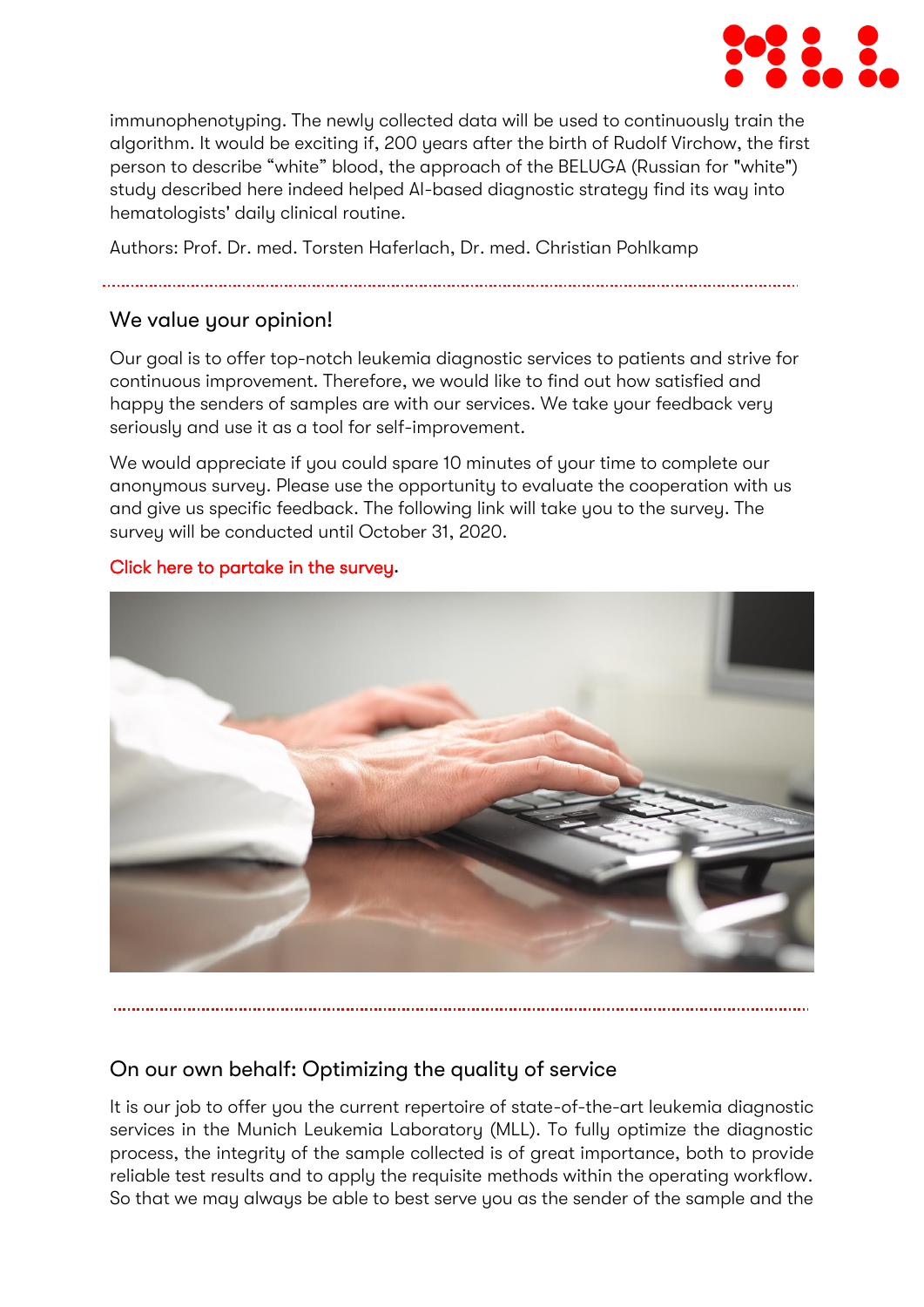immunophenotyping. The newly collected data will be used to continuously train the algorithm. It would be exciting if, 200 years after the birth of Rudolf Virchow, the first person to describe “white” blood, the approach of the BELUGA (Russian for "white") study described here indeed helped AI-based diagnostic strategy find its way into hematologists' daily clinical routine.

Authors: Prof. Dr. med. Torsten Haferlach, Dr. med. Christian Pohlkamp

## We value your opinion!

Our goal is to offer top-notch leukemia diagnostic services to patients and strive for continuous improvement. Therefore, we would like to find out how satisfied and happy the senders of samples are with our services. We take your feedback very seriously and use it as a tool for self-improvement.

We would appreciate if you could spare 10 minutes of your time to complete our anonymous survey. Please use the opportunity to evaluate the cooperation with us and give us specific feedback. The following link will take you to the survey. The survey will be conducted until October 31, 2020.

Click here to partake in the survey.

## On our own behalf: Optimizing the quality of service

It is our job to offer you the current repertoire of state-of-the-art leukemia diagnostic services in the Munich Leukemia Laboratory (MLL). To fully optimize the diagnostic process, the integrity of the sample collected is of great importance, both to provide reliable test results and to apply the requisite methods within the operating workflow. So that we may always be able to best serve you as the sender of the sample and the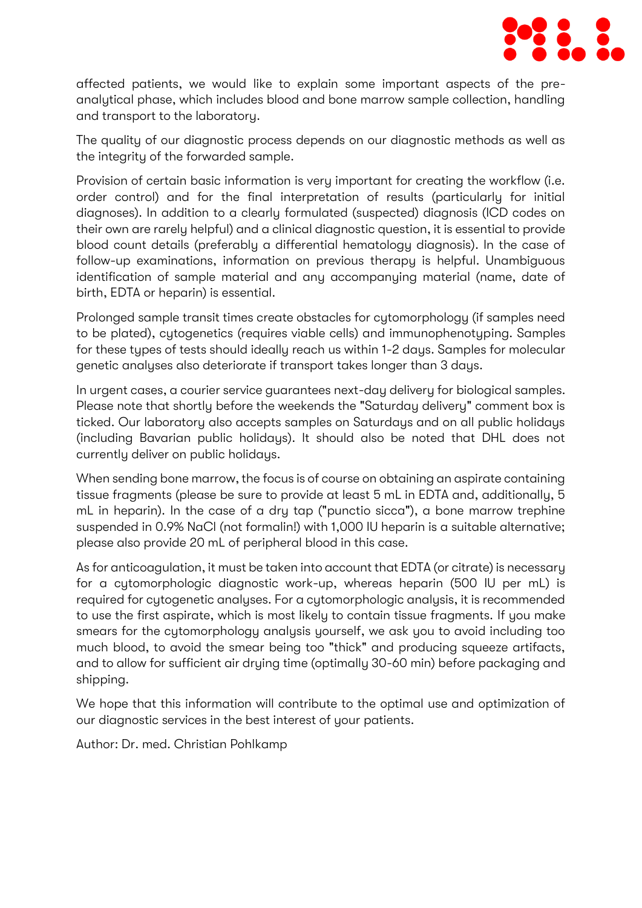affected patients, we would like to explain some important aspects of the pre-analytical phase, which includes blood and bone marrow sample collection, handling and transport to the laboratory.

The quality of our diagnostic process depends on our diagnostic methods as well as the integrity of the forwarded sample.

Provision of certain basic information is very important for creating the workflow (i.e. order control) and for the final interpretation of results (particularly for initial diagnoses). In addition to a clearly formulated (suspected) diagnosis (ICD codes on their own are rarely helpful) and a clinical diagnostic question, it is essential to provide blood count details (preferably a differential hematology diagnosis). In the case of follow-up examinations, information on previous therapy is helpful. Unambiguous identification of sample material and any accompanying material (name, date of birth, EDTA or heparin) is essential.

Prolonged sample transit times create obstacles for cytomorphology (if samples need to be plated), cytogenetics (requires viable cells) and immunophenotyping. Samples for these types of tests should ideally reach us within 1-2 days. Samples for molecular genetic analyses also deteriorate if transport takes longer than 3 days.

In urgent cases, a courier service guarantees next-day delivery for biological samples. Please note that shortly before the weekends the "Saturday delivery" comment box is ticked. Our laboratory also accepts samples on Saturdays and on all public holidays (including Bavarian public holidays). It should also be noted that DHL does not currently deliver on public holidays.

When sending bone marrow, the focus is of course on obtaining an aspirate containing tissue fragments (please be sure to provide at least 5 mL in EDTA and, additionally, 5 mL in heparin). In the case of a dry tap ("punctio sicca"), a bone marrow trephine suspended in 0.9% NaCl (not formalin!) with 1,000 IU heparin is a suitable alternative; please also provide 20 mL of peripheral blood in this case.

As for anticoagulation, it must be taken into account that EDTA (or citrate) is necessary for a cytomorphologic diagnostic work-up, whereas heparin (500 IU per mL) is required for cytogenetic analyses. For a cytomorphologic analysis, it is recommended to use the first aspirate, which is most likely to contain tissue fragments. If you make smears for the cytomorphology analysis yourself, we ask you to avoid including too much blood, to avoid the smear being too "thick" and producing squeeze artifacts, and to allow for sufficient air drying time (optimally 30-60 min) before packaging and shipping.

We hope that this information will contribute to the optimal use and optimization of our diagnostic services in the best interest of your patients.

Author: Dr. med. Christian Pohlkamp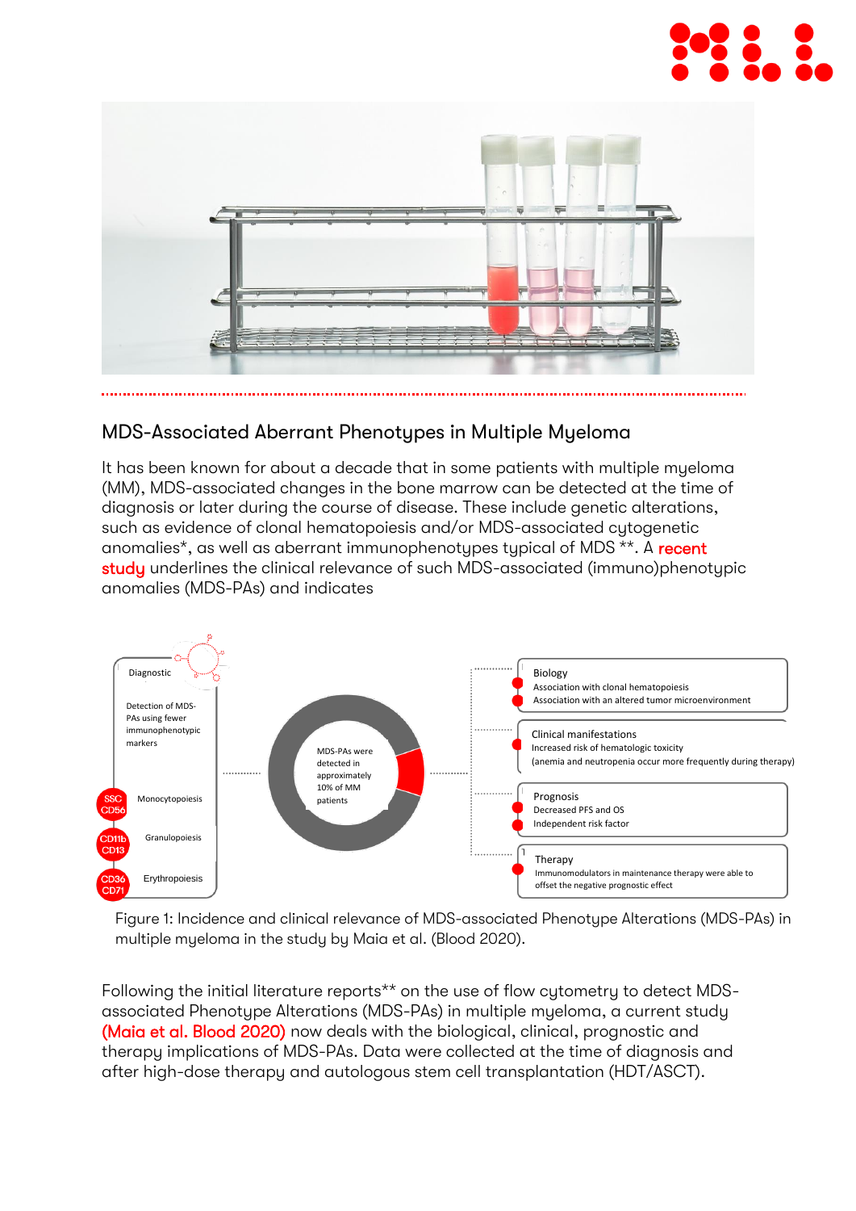## MDS-Associated Aberrant Phenotypes in Multiple Myeloma

It has been known for about a decade that in some patients with multiple myeloma (MM), MDS-associated changes in the bone marrow can be detected at the time of diagnosis or later during the course of disease. These include genetic alterations, such as evidence of clonal hematopoiesis and/or MDS-associated cytogenetic anomalies*, as well as aberrant immunophenotypes typical of MDS **. A recent study underlines the clinical relevance of such MDS-associated (immuno)phenotypic anomalies (MDS-PAs) and indicates

Diagnostic

Detection of MDS-PAs using fewer immunophenotypic markers

SSC CD56 — Monocytopoiesis

CD11b CD13 — Granulopoiesis

CD36 CD71 — Erythropoiesis

MDS-PAs were detected in approximately 10% of MM patients

Biology
- Association with clonal hematopoiesis
- Association with an altered tumor microenvironment

Clinical manifestations
- Increased risk of hematologic toxicity (anemia and neutropenia occur more frequently during therapy)

Prognosis
- Decreased PFS and OS
- Independent risk factor

Therapy
- Immunomodulators in maintenance therapy were able to offset the negative prognostic effect

Figure 1: Incidence and clinical relevance of MDS-associated Phenotype Alterations (MDS-PAs) in multiple myeloma in the study by Maia et al. (Blood 2020).

Following the initial literature reports** on the use of flow cytometry to detect MDS-associated Phenotype Alterations (MDS-PAs) in multiple myeloma, a current study (Maia et al. Blood 2020) now deals with the biological, clinical, prognostic and therapy implications of MDS-PAs. Data were collected at the time of diagnosis and after high-dose therapy and autologous stem cell transplantation (HDT/ASCT).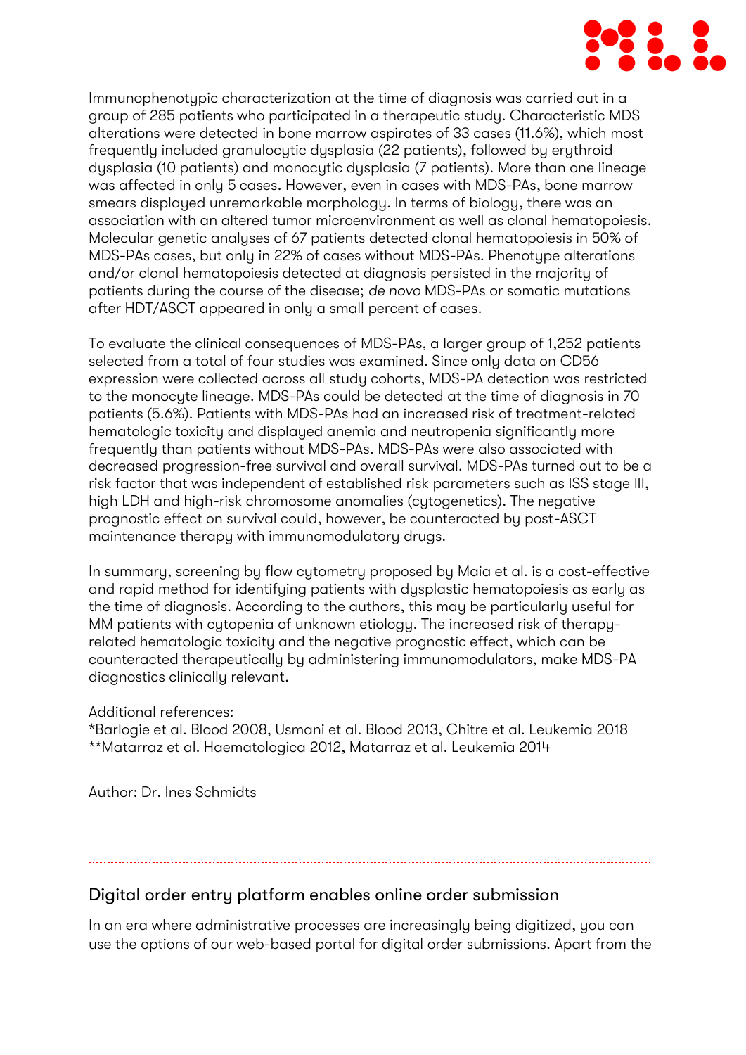Immunophenotypic characterization at the time of diagnosis was carried out in a group of 285 patients who participated in a therapeutic study. Characteristic MDS alterations were detected in bone marrow aspirates of 33 cases (11.6%), which most frequently included granulocytic dysplasia (22 patients), followed by erythroid dysplasia (10 patients) and monocytic dysplasia (7 patients). More than one lineage was affected in only 5 cases. However, even in cases with MDS-PAs, bone marrow smears displayed unremarkable morphology. In terms of biology, there was an association with an altered tumor microenvironment as well as clonal hematopoiesis. Molecular genetic analyses of 67 patients detected clonal hematopoiesis in 50% of MDS-PAs cases, but only in 22% of cases without MDS-PAs. Phenotype alterations and/or clonal hematopoiesis detected at diagnosis persisted in the majority of patients during the course of the disease; *de novo* MDS-PAs or somatic mutations after HDT/ASCT appeared in only a small percent of cases.

To evaluate the clinical consequences of MDS-PAs, a larger group of 1,252 patients selected from a total of four studies was examined. Since only data on CD56 expression were collected across all study cohorts, MDS-PA detection was restricted to the monocyte lineage. MDS-PAs could be detected at the time of diagnosis in 70 patients (5.6%). Patients with MDS-PAs had an increased risk of treatment-related hematologic toxicity and displayed anemia and neutropenia significantly more frequently than patients without MDS-PAs. MDS-PAs were also associated with decreased progression-free survival and overall survival. MDS-PAs turned out to be a risk factor that was independent of established risk parameters such as ISS stage III, high LDH and high-risk chromosome anomalies (cytogenetics). The negative prognostic effect on survival could, however, be counteracted by post-ASCT maintenance therapy with immunomodulatory drugs.

In summary, screening by flow cytometry proposed by Maia et al. is a cost-effective and rapid method for identifying patients with dysplastic hematopoiesis as early as the time of diagnosis. According to the authors, this may be particularly useful for MM patients with cytopenia of unknown etiology. The increased risk of therapy-related hematologic toxicity and the negative prognostic effect, which can be counteracted therapeutically by administering immunomodulators, make MDS-PA diagnostics clinically relevant.

Additional references:
*Barlogie et al. Blood 2008, Usmani et al. Blood 2013, Chitre et al. Leukemia 2018
**Matarraz et al. Haematologica 2012, Matarraz et al. Leukemia 2014

Author: Dr. Ines Schmidts

---

## Digital order entry platform enables online order submission

In an era where administrative processes are increasingly being digitized, you can use the options of our web-based portal for digital order submissions. Apart from the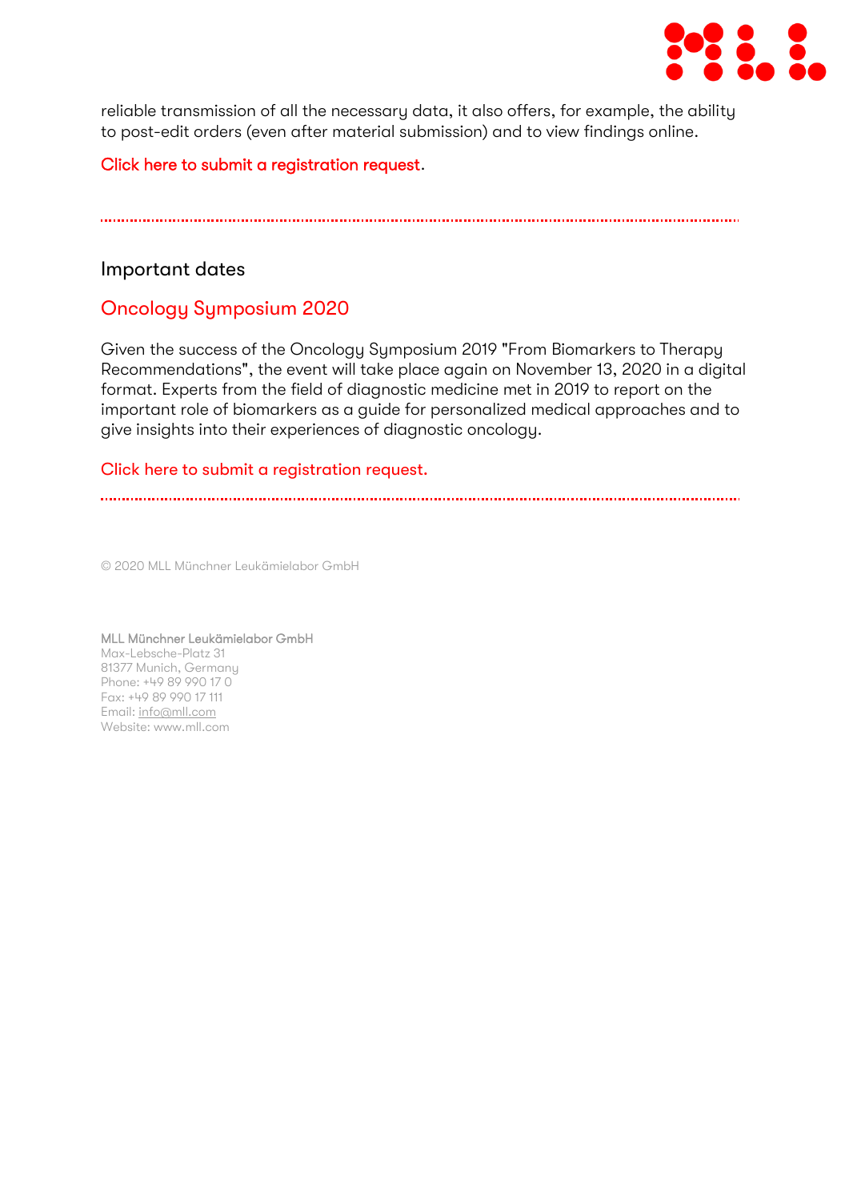reliable transmission of all the necessary data, it also offers, for example, the ability to post-edit orders (even after material submission) and to view findings online.

Click here to submit a registration request.

---

## Important dates

### Oncology Symposium 2020

Given the success of the Oncology Symposium 2019 "From Biomarkers to Therapy Recommendations", the event will take place again on November 13, 2020 in a digital format. Experts from the field of diagnostic medicine met in 2019 to report on the important role of biomarkers as a guide for personalized medical approaches and to give insights into their experiences of diagnostic oncology.

Click here to submit a registration request.

---

© 2020 MLL Münchner Leukämielabor GmbH

MLL Münchner Leukämielabor GmbH
Max-Lebsche-Platz 31
81377 Munich, Germany
Phone: +49 89 990 17 0
Fax: +49 89 990 17 111
Email: info@mll.com
Website: www.mll.com